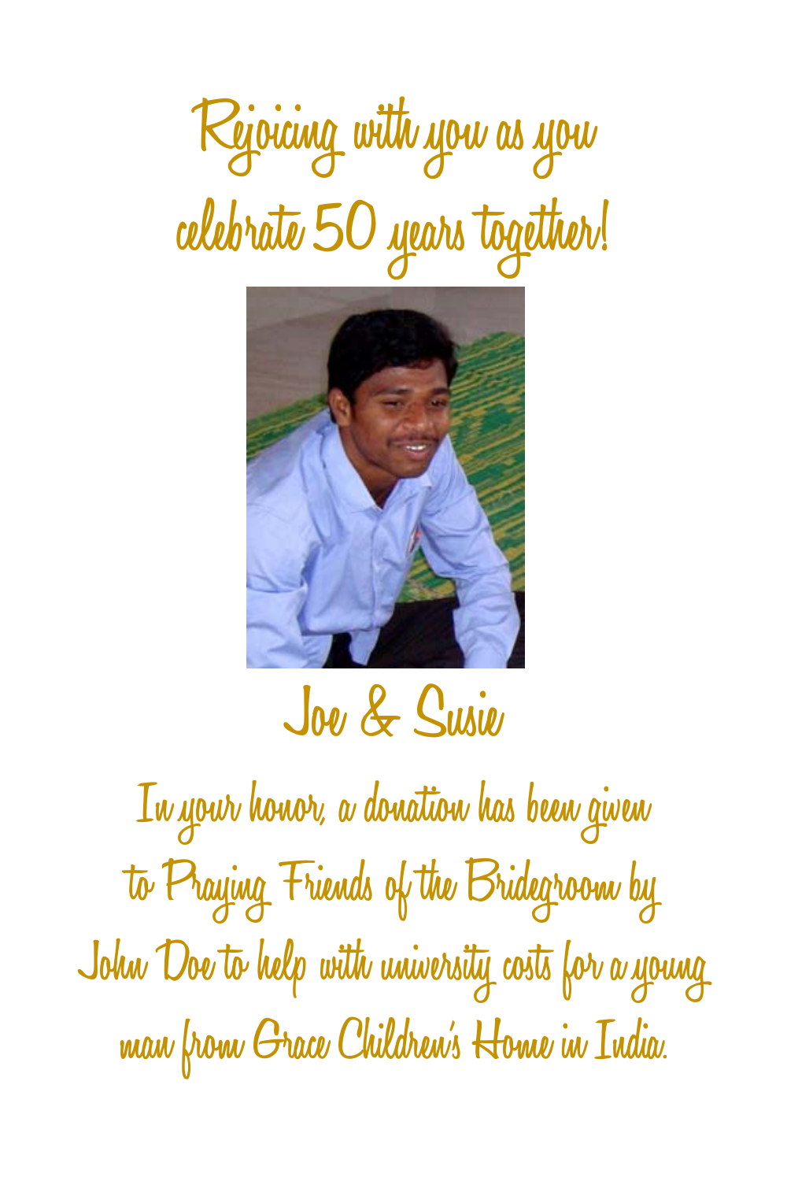# Rejoicing with you as you celebrate 50 years together!

## Joe & Susie

In your honor, a donation has been given to Praying Friends of the Bridegroom by John Doe to help with university costs for a young man from Grace Children's Home in India.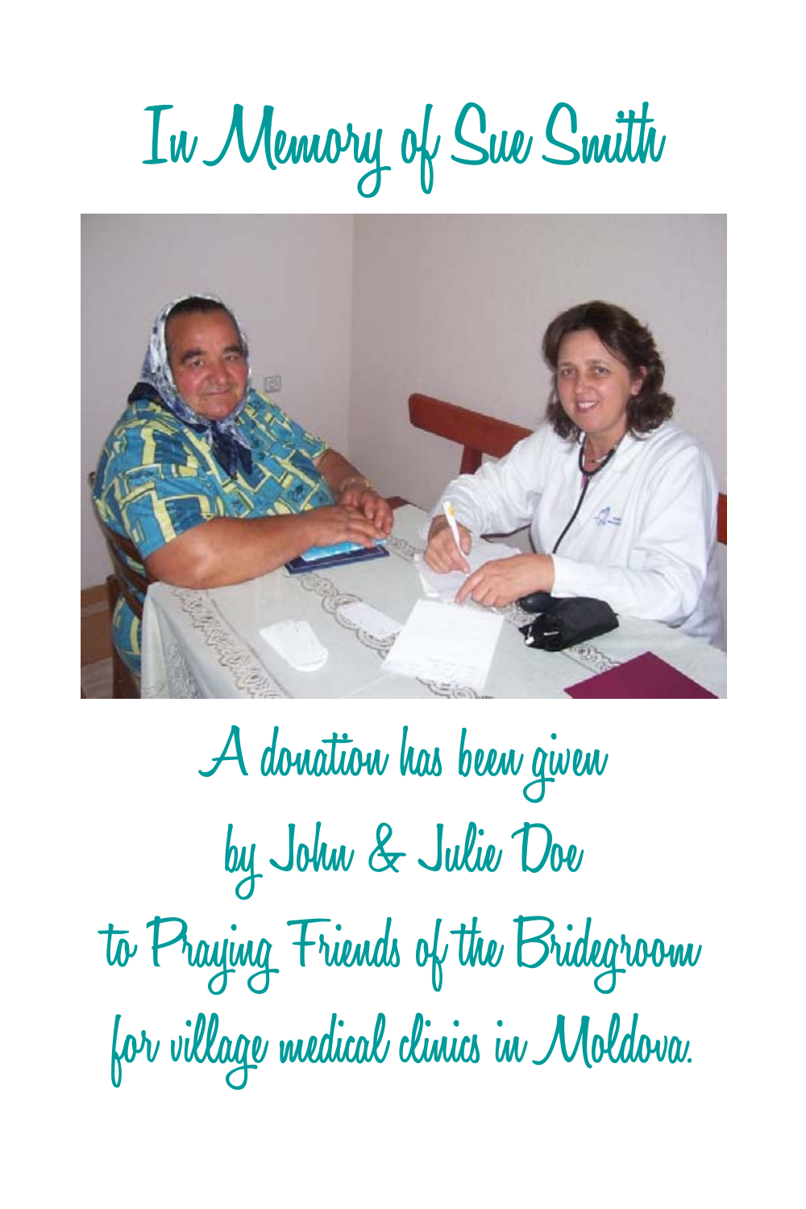# In Memory of Sue Smith

A donation has been given

by John & Julie Doe

to Praying Friends of the Bridegroom

for village medical clinics in Moldova.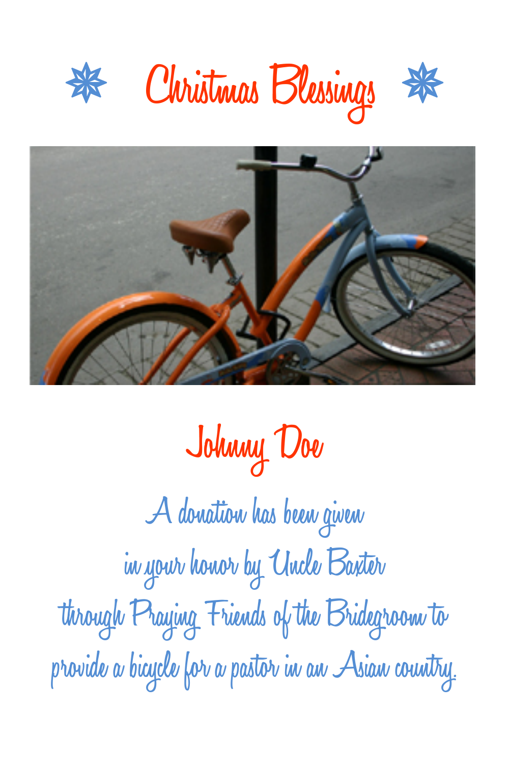# Christmas Blessings

## Johnny Doe

A donation has been given
in your honor by Uncle Baxter
through Praying Friends of the Bridegroom to
provide a bicycle for a pastor in an Asian country.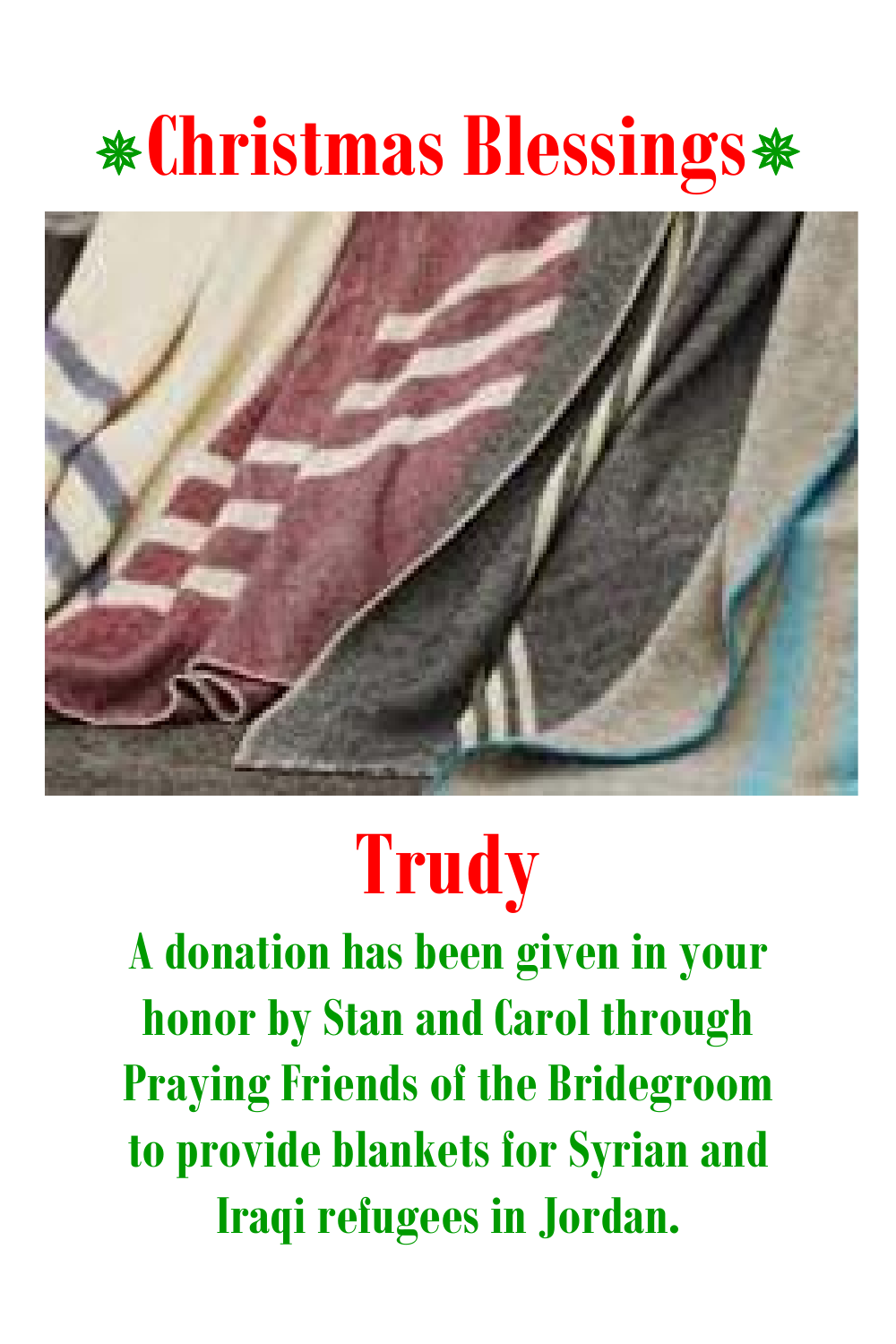# ❋Christmas Blessings❋

# Trudy

**A donation has been given in your honor by Stan and Carol through Praying Friends of the Bridegroom to provide blankets for Syrian and Iraqi refugees in Jordan.**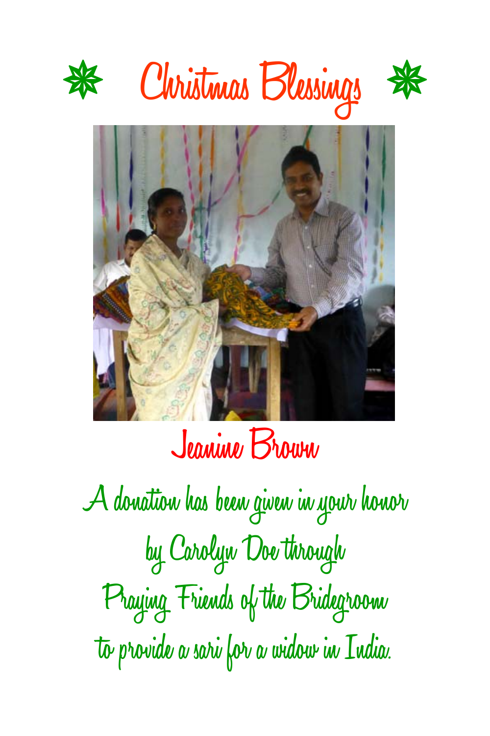# Christmas Blessings

## Jeanine Brown

A donation has been given in your honor
by Carolyn Doe through
Praying Friends of the Bridegroom
to provide a sari for a widow in India.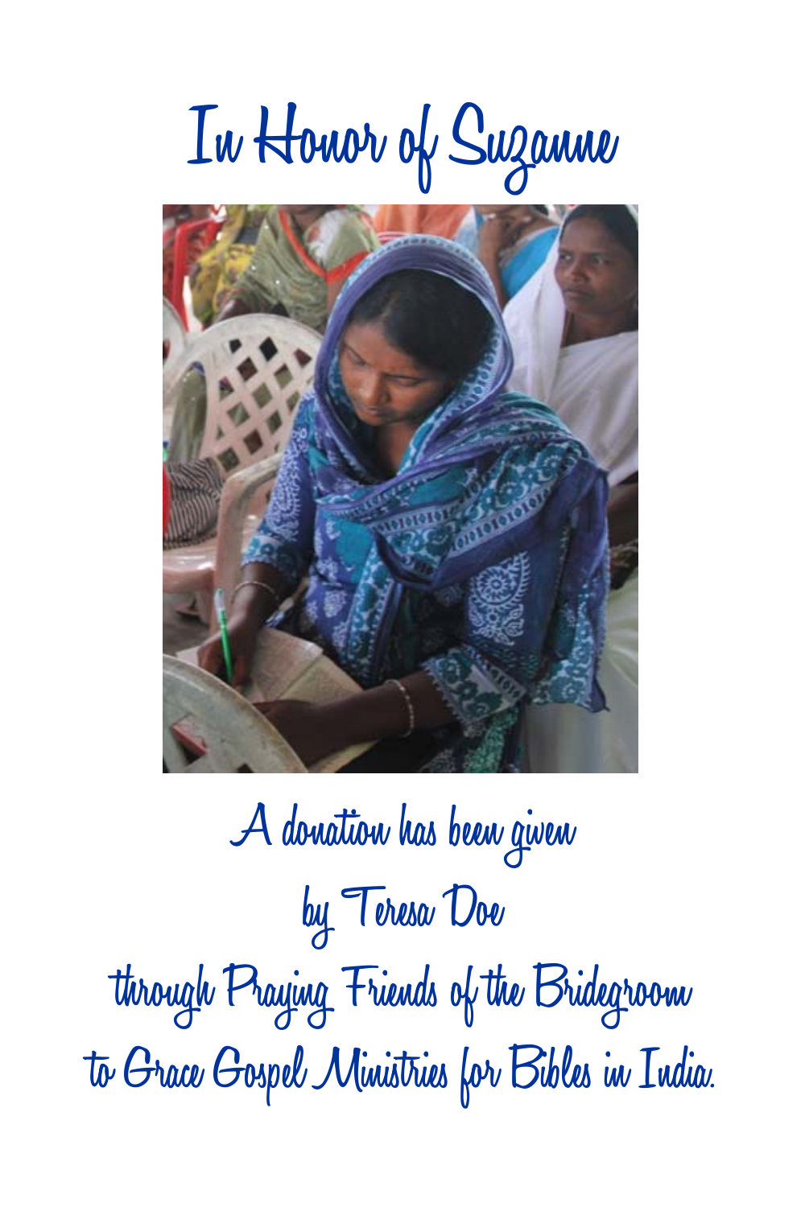# In Honor of Suzanne

A donation has been given

by Teresa Doe

through Praying Friends of the Bridegroom

to Grace Gospel Ministries for Bibles in India.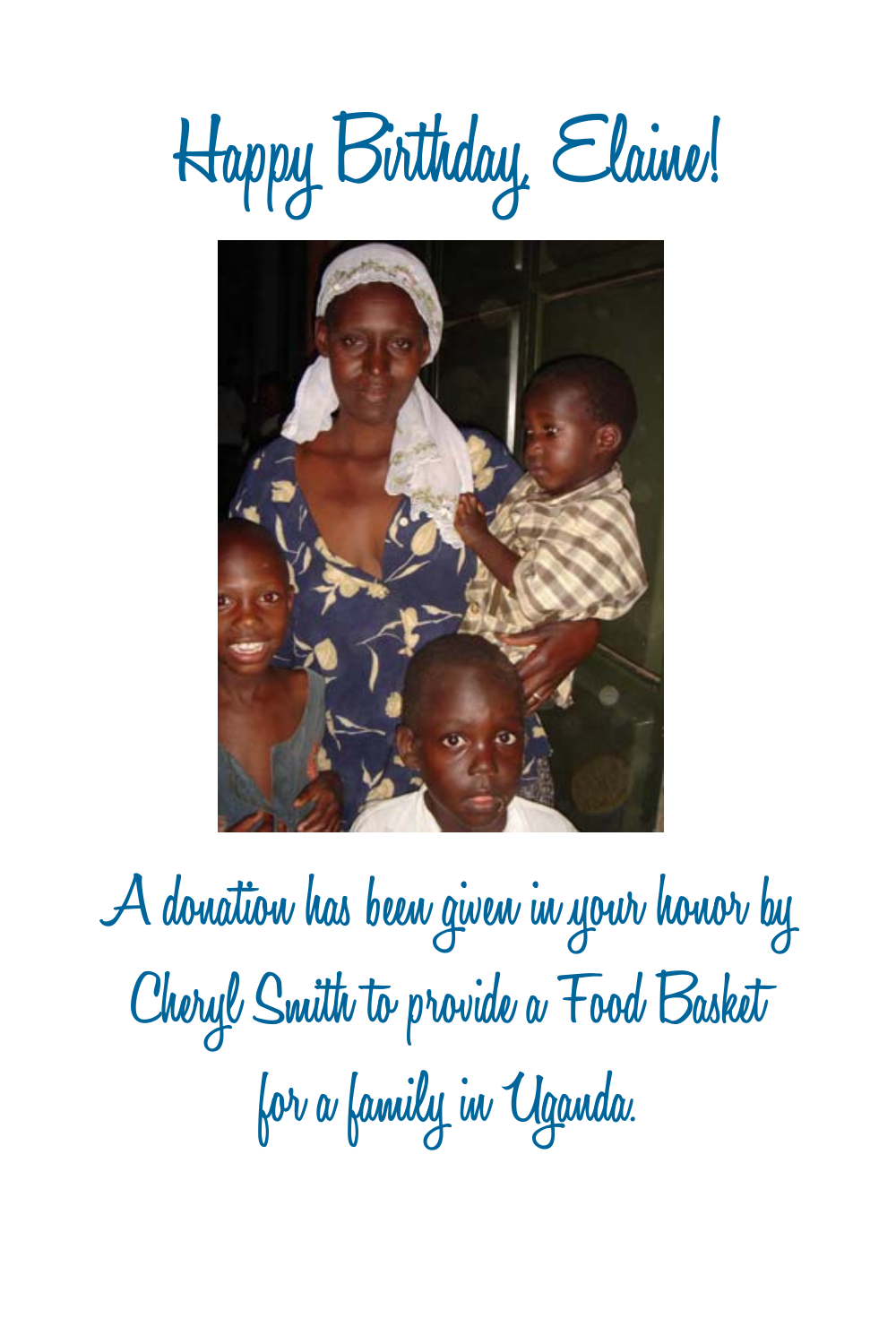# Happy Birthday, Elaine!

A donation has been given in your honor by Cheryl Smith to provide a Food Basket for a family in Uganda.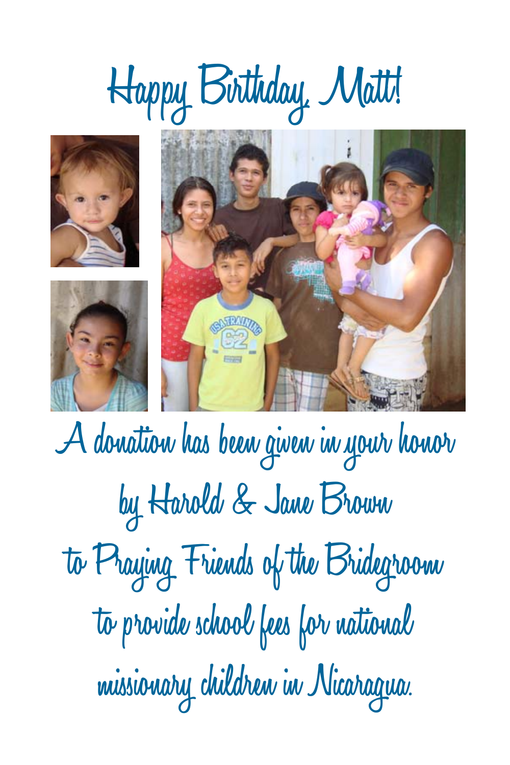# Happy Birthday, Matt!

A donation has been given in your honor

by Harold & Jane Brown

to Praying Friends of the Bridegroom

to provide school fees for national

missionary children in Nicaragua.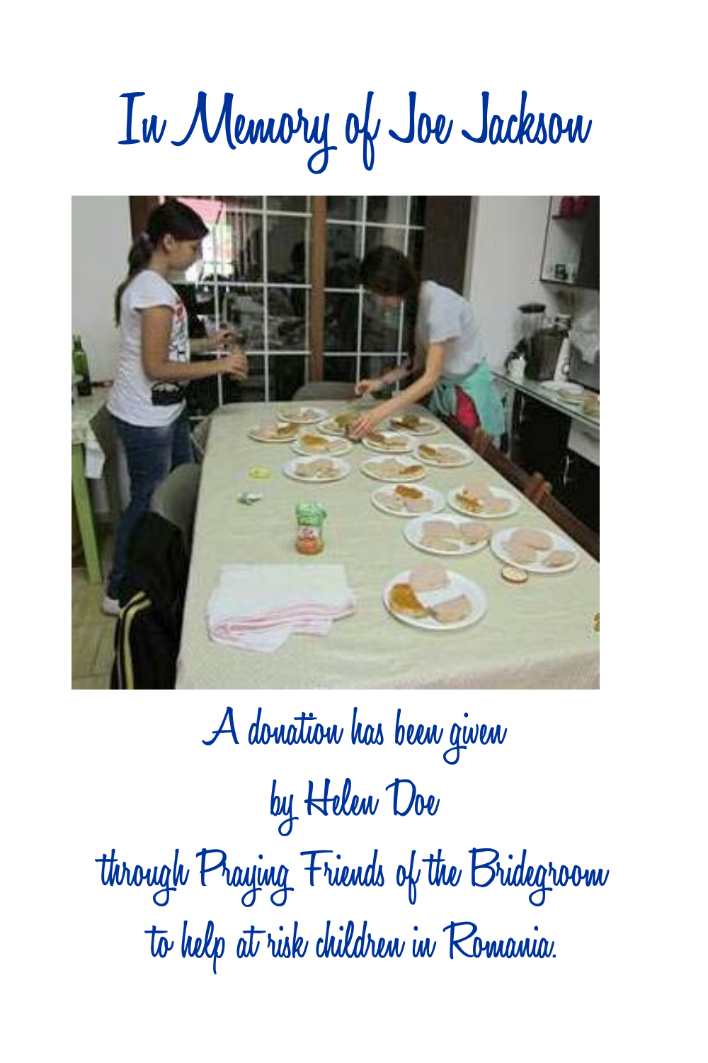# In Memory of Joe Jackson

A donation has been given

by Helen Doe

through Praying Friends of the Bridegroom

to help at risk children in Romania.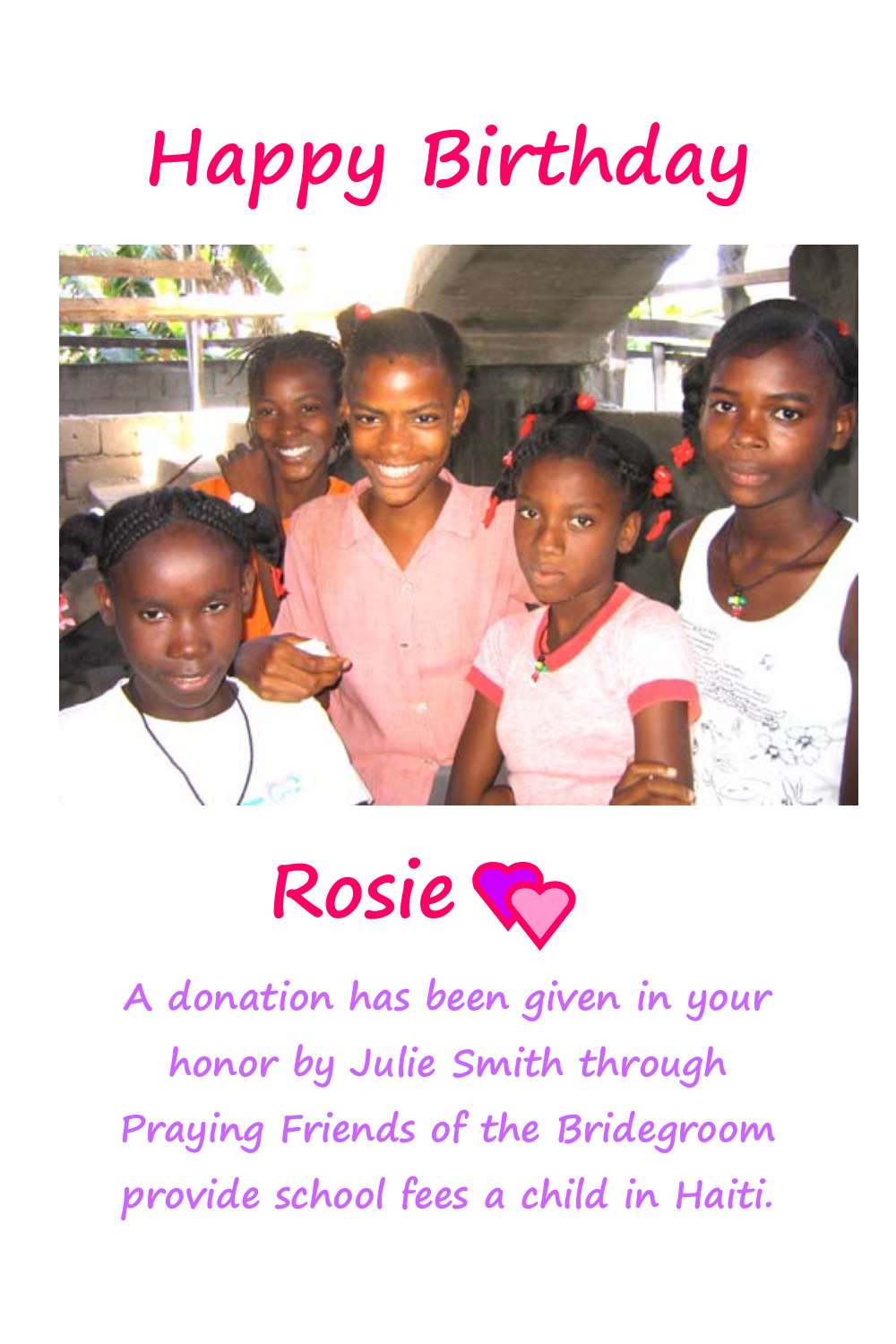# Happy Birthday

## Rosie

A donation has been given in your honor by Julie Smith through Praying Friends of the Bridegroom provide school fees a child in Haiti.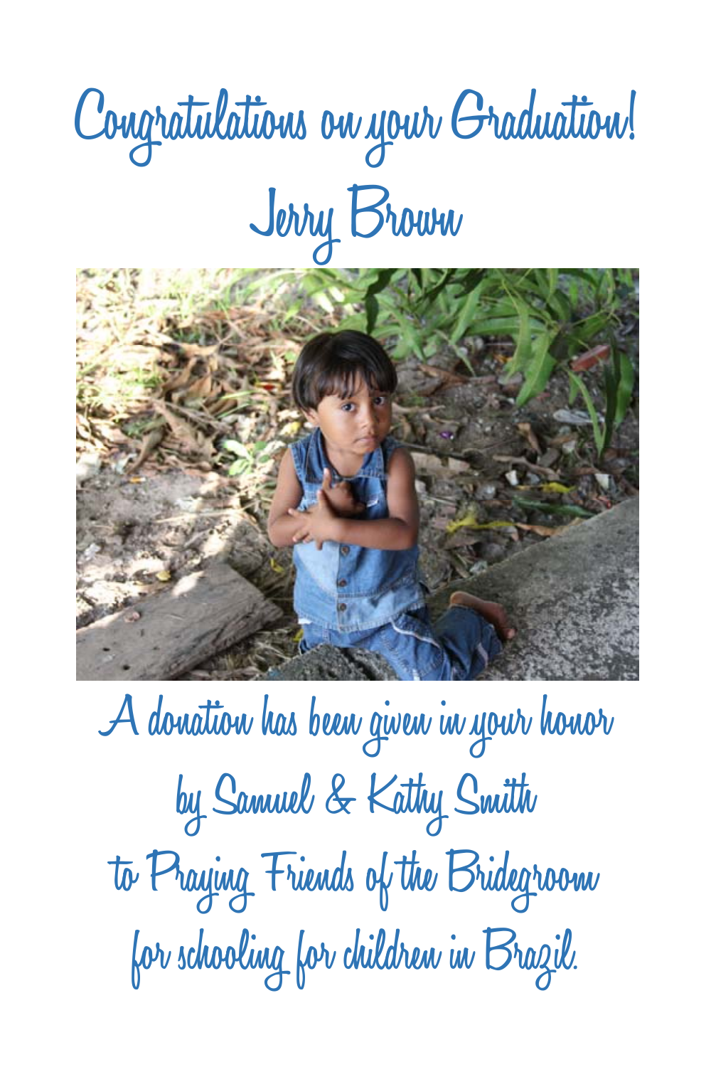# Congratulations on your Graduation!

## Jerry Brown

A donation has been given in your honor

by Samuel & Kathy Smith

to Praying Friends of the Bridegroom

for schooling for children in Brazil.